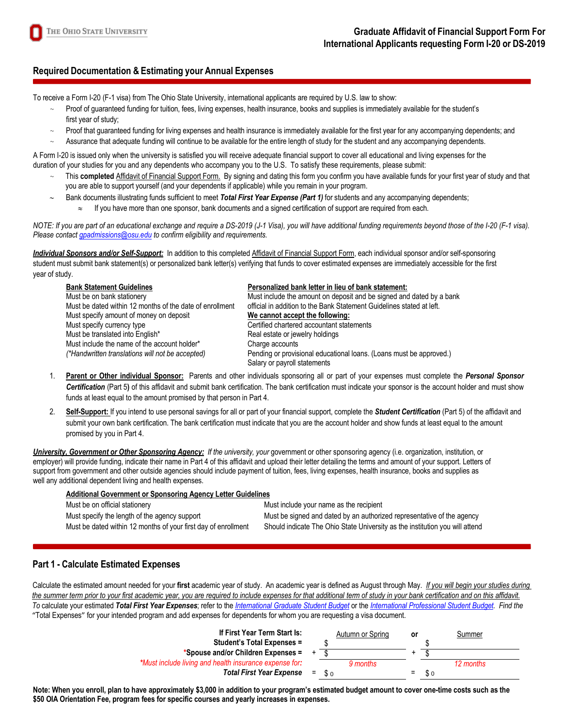# Graduate Affidavit of Financial Support Form For International Applicants requesting Form I-20 or DS-2019

## Required Documentation & Estimating your Annual Expenses

To receive a Form I-20 (F-1 visa) from The Ohio State University, international applicants are required by U.S. law to show:

- Proof of guaranteed funding for tuition, fees, living expenses, health insurance, books and supplies is immediately available for the student's first year of study;
- Proof that guaranteed funding for living expenses and health insurance is immediately available for the first year for any accompanying dependents; and
- Assurance that adequate funding will continue to be available for the entire length of study for the student and any accompanying dependents.

A Form I-20 is issued only when the university is satisfied you will receive adequate financial support to cover all educational and living expenses for the duration of your studies for you and any dependents who accompany you to the U.S. To satisfy these requirements, please submit:

- This **completed** Affidavit of Financial Support Form. By signing and dating this form you confirm you have available funds for your first year of study and that you are able to support yourself (and your dependents if applicable) while you remain in your program.
- Bank documents illustrating funds sufficient to meet ***Total First Year Expense (Part 1)*** for students and any accompanying dependents;
  - If you have more than one sponsor, bank documents and a signed certification of support are required from each.

*NOTE: If you are part of an educational exchange and require a DS-2019 (J-1 Visa), you will have additional funding requirements beyond those of the I-20 (F-1 visa). Please contact gpadmissions@osu.edu to confirm eligibility and requirements.*

***Individual Sponsors and/or Self-Support:*** In addition to this completed Affidavit of Financial Support Form, each individual sponsor and/or self-sponsoring student must submit bank statement(s) or personalized bank letter(s) verifying that funds to cover estimated expenses are immediately accessible for the first year of study.

**Bank Statement Guidelines**

- Must be on bank stationery
- Must be dated within 12 months of the date of enrollment
- Must specify amount of money on deposit
- Must specify currency type
- Must be translated into English*
- Must include the name of the account holder*

*(*Handwritten translations will not be accepted)*

**Personalized bank letter in lieu of bank statement:**

Must include the amount on deposit and be signed and dated by a bank official in addition to the Bank Statement Guidelines stated at left.

**We cannot accept the following:**

- Certified chartered accountant statements
- Real estate or jewelry holdings
- Charge accounts
- Pending or provisional educational loans. (Loans must be approved.)
- Salary or payroll statements

1. **Parent or Other individual Sponsor:** Parents and other individuals sponsoring all or part of your expenses must complete the ***Personal Sponsor Certification*** (Part 5**)** of this affidavit and submit bank certification. The bank certification must indicate your sponsor is the account holder and must show funds at least equal to the amount promised by that person in Part 4.
2. **Self-Support:** If you intend to use personal savings for all or part of your financial support, complete the ***Student Certification*** (Part 5) of the affidavit and submit your own bank certification. The bank certification must indicate that you are the account holder and show funds at least equal to the amount promised by you in Part 4.

***University, Government or Other Sponsoring Agency:*** *If the university, your* government or other sponsoring agency (i.e. organization, institution, or employer) will provide funding, indicate their name in Part 4 of this affidavit and upload their letter detailing the terms and amount of your support. Letters of support from government and other outside agencies should include payment of tuition, fees, living expenses, health insurance, books and supplies as well any additional dependent living and health expenses.

**Additional Government or Sponsoring Agency Letter Guidelines**

- Must be on official stationery
- Must specify the length of the agency support
- Must be dated within 12 months of your first day of enrollment
- Must include your name as the recipient
- Must be signed and dated by an authorized representative of the agency
- Should indicate The Ohio State University as the institution you will attend

## Part 1 - Calculate Estimated Expenses

Calculate the estimated amount needed for your **first** academic year of study. An academic year is defined as August through May. *If you will begin your studies during the summer term prior to your first academic year, you are required to include expenses for that additional term of study in your bank certification and on this affidavit. To* calculate your estimated ***Total First Year Expenses***; refer to the *International Graduate Student Budget* or the *International Professional Student Budget. Find the* "Total Expenses" for your intended program and add expenses for dependents for whom you are requesting a visa document.

| **If First Year Term Start Is:** | | Autumn or Spring | or | | Summer |
|---|---|---|---|---|---|
| **Student's Total Expenses =** | | $ | | | $ |
| ***Spouse and/or Children Expenses =** | + | $ | | + | $ |
| **\*Must include living and health insurance expense for:** | | *9 months* | | | *12 months* |
| ***Total First Year Expense*** | = | $ 0 | | = | $ 0 |

**Note: When you enroll, plan to have approximately $3,000 in addition to your program's estimated budget amount to cover one-time costs such as the $50 OIA Orientation Fee, program fees for specific courses and yearly increases in expenses.**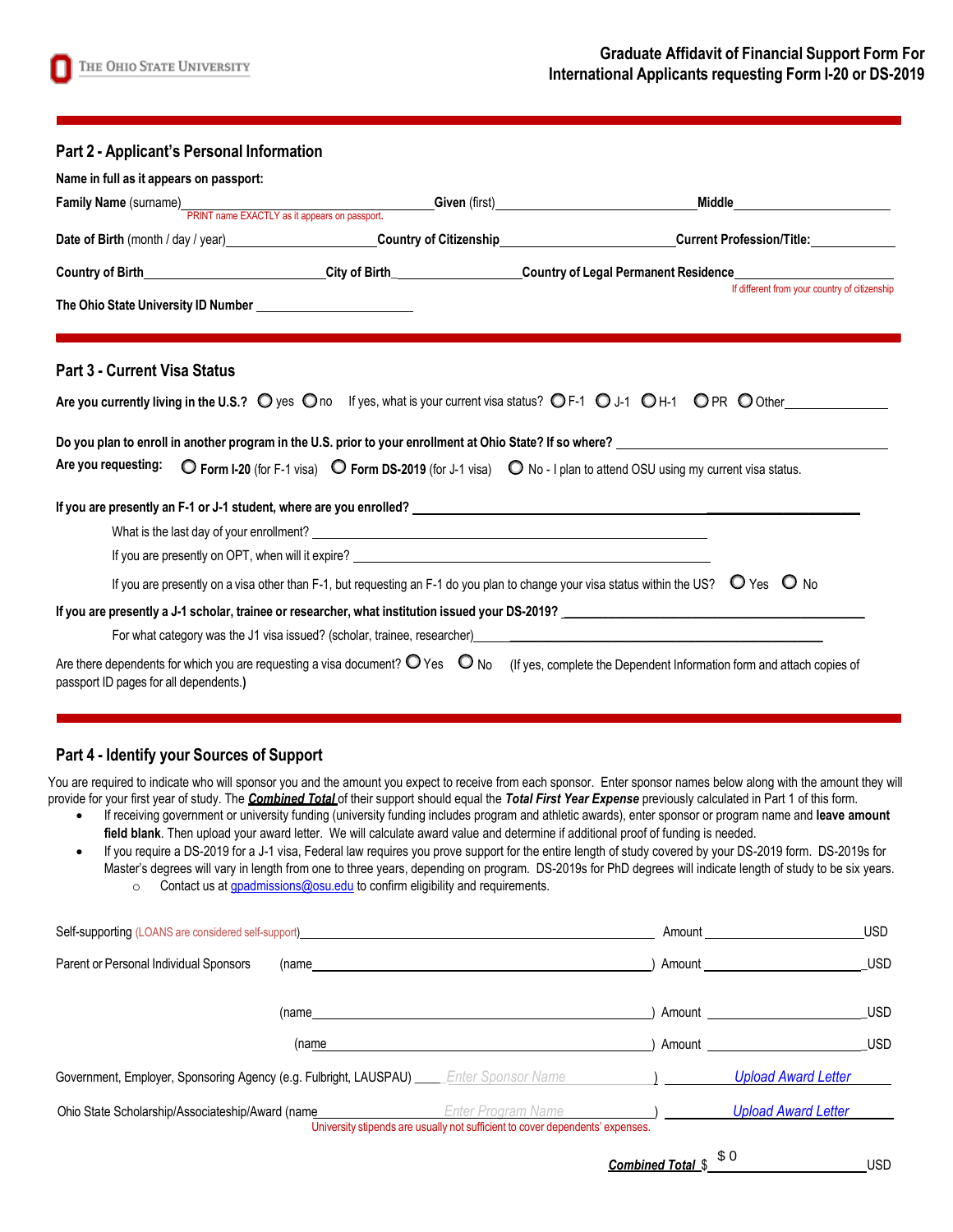The Ohio State University

**Graduate Affidavit of Financial Support Form For International Applicants requesting Form I-20 or DS-2019**

## Part 2 - Applicant's Personal Information

**Name in full as it appears on passport:**

**Family Name** (surname)\_\_\_\_\_\_\_\_\_\_\_\_\_\_\_\_\_\_\_\_ **Given** (first)\_\_\_\_\_\_\_\_\_\_\_\_\_\_\_\_\_\_\_\_ **Middle**\_\_\_\_\_\_\_\_\_\_\_\_\_\_\_\_\_\_\_\_

PRINT name EXACTLY as it appears on passport.

**Date of Birth** (month / day / year)\_\_\_\_\_\_\_\_\_\_\_\_\_\_\_\_ **Country of Citizenship**\_\_\_\_\_\_\_\_\_\_\_\_\_\_\_\_ **Current Profession/Title:**\_\_\_\_\_\_\_\_\_\_\_\_

**Country of Birth**\_\_\_\_\_\_\_\_\_\_\_\_\_\_\_\_ **City of Birth**\_\_\_\_\_\_\_\_\_\_\_\_\_\_\_\_ **Country of Legal Permanent Residence**\_\_\_\_\_\_\_\_\_\_\_\_\_\_\_\_

If different from your country of citizenship

**The Ohio State University ID Number** \_\_\_\_\_\_\_\_\_\_\_\_\_\_\_\_\_\_\_\_

## Part 3 - Current Visa Status

**Are you currently living in the U.S.?** ○ yes ○ no   If yes, what is your current visa status? ○ F-1 ○ J-1 ○ H-1 ○ PR ○ Other\_\_\_\_\_\_\_\_\_\_\_\_

**Do you plan to enroll in another program in the U.S. prior to your enrollment at Ohio State? If so where?** \_\_\_\_\_\_\_\_\_\_\_\_\_\_\_\_\_\_\_\_

**Are you requesting:** ○ **Form I-20** (for F-1 visa) ○ **Form DS-2019** (for J-1 visa) ○ No - I plan to attend OSU using my current visa status.

**If you are presently an F-1 or J-1 student, where are you enrolled?** \_\_\_\_\_\_\_\_\_\_\_\_\_\_\_\_\_\_\_\_

What is the last day of your enrollment? \_\_\_\_\_\_\_\_\_\_\_\_\_\_\_\_\_\_\_\_

If you are presently on OPT, when will it expire? \_\_\_\_\_\_\_\_\_\_\_\_\_\_\_\_\_\_\_\_

If you are presently on a visa other than F-1, but requesting an F-1 do you plan to change your visa status within the US? ○ Yes ○ No

**If you are presently a J-1 scholar, trainee or researcher, what institution issued your DS-2019?** \_\_\_\_\_\_\_\_\_\_\_\_\_\_\_\_\_\_\_\_

For what category was the J1 visa issued? (scholar, trainee, researcher)\_\_\_\_\_\_\_\_\_\_\_\_\_\_\_\_\_\_\_\_

Are there dependents for which you are requesting a visa document? ○ Yes ○ No   (If yes, complete the Dependent Information form and attach copies of passport ID pages for all dependents.)

## Part 4 - Identify your Sources of Support

You are required to indicate who will sponsor you and the amount you expect to receive from each sponsor. Enter sponsor names below along with the amount they will provide for your first year of study. The ***Combined Total*** of their support should equal the ***Total First Year Expense*** previously calculated in Part 1 of this form.

- If receiving government or university funding (university funding includes program and athletic awards), enter sponsor or program name and **leave amount field blank**. Then upload your award letter. We will calculate award value and determine if additional proof of funding is needed.
- If you require a DS-2019 for a J-1 visa, Federal law requires you prove support for the entire length of study covered by your DS-2019 form. DS-2019s for Master's degrees will vary in length from one to three years, depending on program. DS-2019s for PhD degrees will indicate length of study to be six years.
  - Contact us at gpadmissions@osu.edu to confirm eligibility and requirements.

Self-supporting (LOANS are considered self-support)\_\_\_\_\_\_\_\_\_\_\_\_\_\_\_\_\_\_\_\_ Amount \_\_\_\_\_\_\_\_\_\_\_\_ USD

Parent or Personal Individual Sponsors (name\_\_\_\_\_\_\_\_\_\_\_\_\_\_\_\_\_\_\_\_) Amount \_\_\_\_\_\_\_\_\_\_\_\_ USD

(name\_\_\_\_\_\_\_\_\_\_\_\_\_\_\_\_\_\_\_\_) Amount \_\_\_\_\_\_\_\_\_\_\_\_ USD

(name\_\_\_\_\_\_\_\_\_\_\_\_\_\_\_\_\_\_\_\_) Amount \_\_\_\_\_\_\_\_\_\_\_\_ USD

Government, Employer, Sponsoring Agency (e.g. Fulbright, LAUSPAU) \_\_\_\_ Enter Sponsor Name \_\_\_\_\_\_\_\_ ) Upload Award Letter

Ohio State Scholarship/Associateship/Award (name \_\_\_\_ Enter Program Name \_\_\_\_\_\_\_\_ ) Upload Award Letter

University stipends are usually not sufficient to cover dependents' expenses.

***Combined Total*** $ $ 0 \_\_\_\_\_\_\_\_\_\_\_\_ USD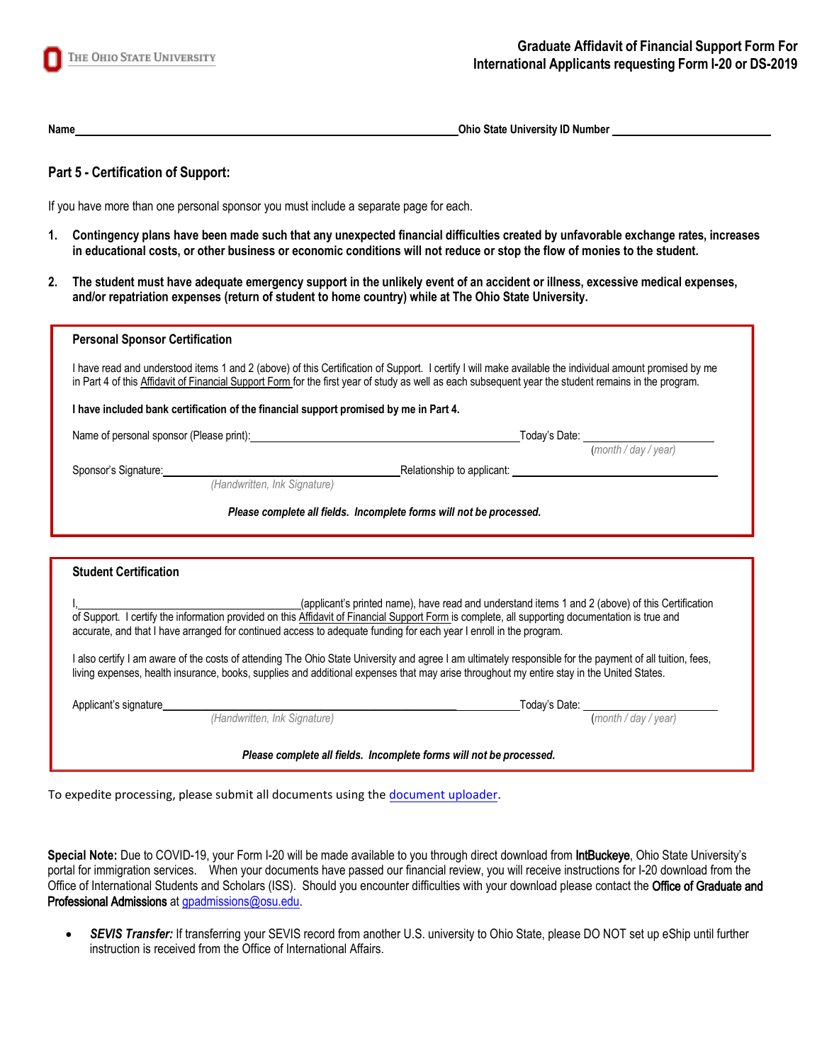**Graduate Affidavit of Financial Support Form For International Applicants requesting Form I-20 or DS-2019**

**Name** ______________________________ **Ohio State University ID Number** ______________________

## Part 5 - Certification of Support:

If you have more than one personal sponsor you must include a separate page for each.

1. **Contingency plans have been made such that any unexpected financial difficulties created by unfavorable exchange rates, increases in educational costs, or other business or economic conditions will not reduce or stop the flow of monies to the student.**
2. **The student must have adequate emergency support in the unlikely event of an accident or illness, excessive medical expenses, and/or repatriation expenses (return of student to home country) while at The Ohio State University.**

### Personal Sponsor Certification

I have read and understood items 1 and 2 (above) of this Certification of Support. I certify I will make available the individual amount promised by me in Part 4 of this Affidavit of Financial Support Form for the first year of study as well as each subsequent year the student remains in the program.

**I have included bank certification of the financial support promised by me in Part 4.**

Name of personal sponsor (Please print): ______________________________ Today's Date: ____________________
*(month / day / year)*

Sponsor's Signature: ______________________________ Relationship to applicant: ____________________
*(Handwritten, Ink Signature)*

***Please complete all fields. Incomplete forms will not be processed.***

### Student Certification

I, ______________________________ (applicant's printed name), have read and understand items 1 and 2 (above) of this Certification of Support. I certify the information provided on this Affidavit of Financial Support Form is complete, all supporting documentation is true and accurate, and that I have arranged for continued access to adequate funding for each year I enroll in the program.

I also certify I am aware of the costs of attending The Ohio State University and agree I am ultimately responsible for the payment of all tuition, fees, living expenses, health insurance, books, supplies and additional expenses that may arise throughout my entire stay in the United States.

Applicant's signature ______________________________ Today's Date: ____________________
*(Handwritten, Ink Signature)* *(month / day / year)*

***Please complete all fields. Incomplete forms will not be processed.***

To expedite processing, please submit all documents using the document uploader.

**Special Note:** Due to COVID-19, your Form I-20 will be made available to you through direct download from IntBuckeye, Ohio State University's portal for immigration services. When your documents have passed our financial review, you will receive instructions for I-20 download from the Office of International Students and Scholars (ISS). Should you encounter difficulties with your download please contact the Office of Graduate and Professional Admissions at gpadmissions@osu.edu.

- ***SEVIS Transfer:*** If transferring your SEVIS record from another U.S. university to Ohio State, please DO NOT set up eShip until further instruction is received from the Office of International Affairs.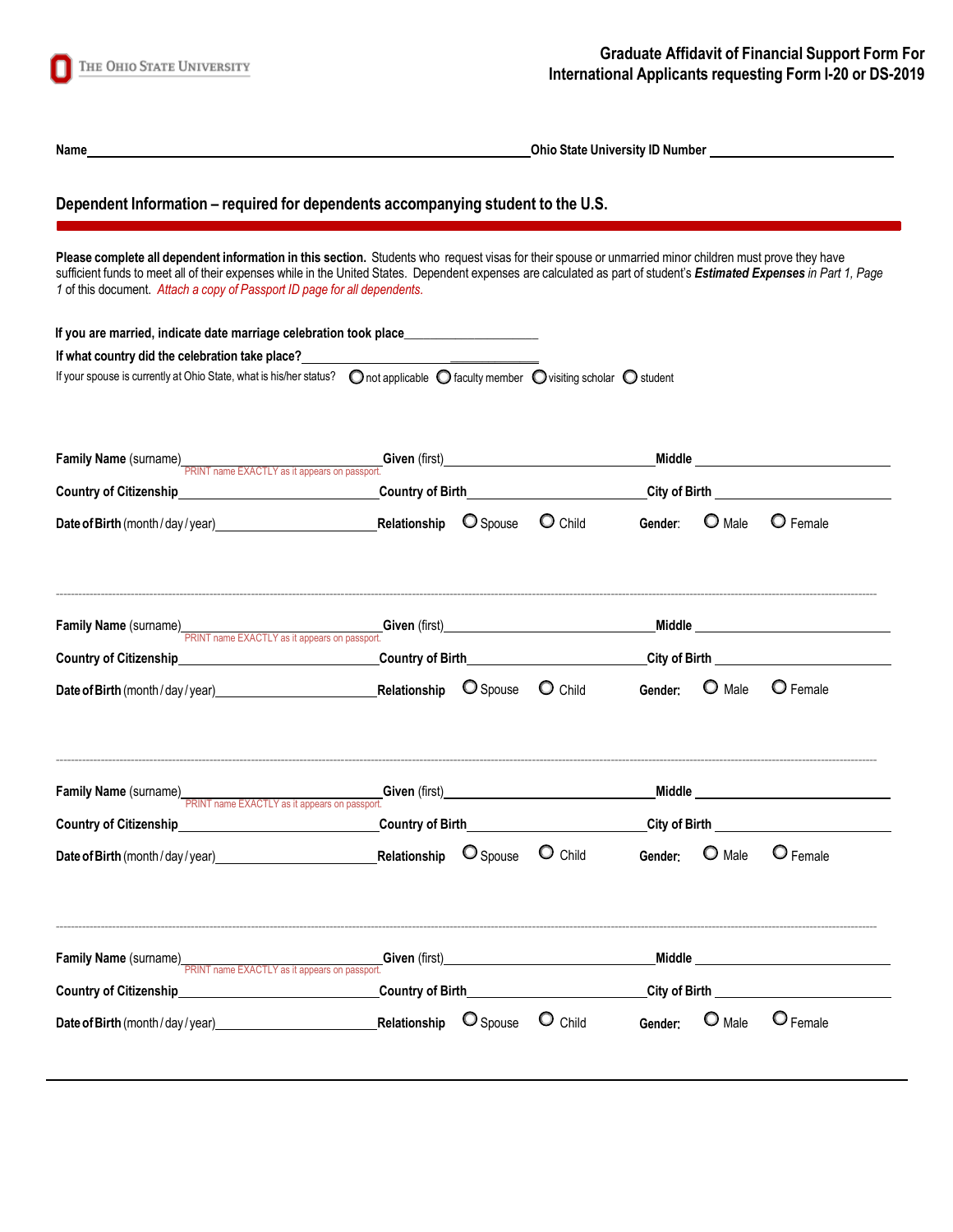The Ohio State University

**Graduate Affidavit of Financial Support Form For International Applicants requesting Form I-20 or DS-2019**

**Name**\_\_\_\_\_\_\_\_\_\_\_\_\_\_\_\_\_\_\_\_\_\_\_\_\_\_\_\_\_\_\_\_\_\_\_\_\_\_\_\_ **Ohio State University ID Number** \_\_\_\_\_\_\_\_\_\_\_\_\_\_\_\_\_\_\_\_

## Dependent Information – required for dependents accompanying student to the U.S.

**Please complete all dependent information in this section.** Students who request visas for their spouse or unmarried minor children must prove they have sufficient funds to meet all of their expenses while in the United States. Dependent expenses are calculated as part of student's ***Estimated Expenses*** *in Part 1, Page 1* of this document. *Attach a copy of Passport ID page for all dependents.*

**If you are married, indicate date marriage celebration took place**\_\_\_\_\_\_\_\_\_\_\_\_\_\_\_\_\_\_\_\_

**If what country did the celebration take place?**\_\_\_\_\_\_\_\_\_\_\_\_\_\_\_\_\_\_\_\_\_\_\_\_\_\_\_\_

If your spouse is currently at Ohio State, what is his/her status? ◯ not applicable ◯ faculty member ◯ visiting scholar ◯ student

**Family Name** (surname)\_\_\_\_\_\_\_\_\_\_\_\_\_\_\_\_\_\_\_\_ **Given** (first)\_\_\_\_\_\_\_\_\_\_\_\_\_\_\_\_\_\_\_\_ **Middle** \_\_\_\_\_\_\_\_\_\_\_\_\_\_\_\_\_\_\_\_
PRINT name EXACTLY as it appears on passport.

**Country of Citizenship**\_\_\_\_\_\_\_\_\_\_\_\_\_\_\_\_\_\_\_\_ **Country of Birth**\_\_\_\_\_\_\_\_\_\_\_\_\_\_\_\_\_\_\_\_ **City of Birth** \_\_\_\_\_\_\_\_\_\_\_\_\_\_\_\_\_\_\_\_

**Date of Birth** (month / day / year)\_\_\_\_\_\_\_\_\_\_\_\_\_\_\_\_\_\_\_\_ **Relationship** ◯ Spouse ◯ Child **Gender:** ◯ Male ◯ Female

---

**Family Name** (surname)\_\_\_\_\_\_\_\_\_\_\_\_\_\_\_\_\_\_\_\_ **Given** (first)\_\_\_\_\_\_\_\_\_\_\_\_\_\_\_\_\_\_\_\_ **Middle** \_\_\_\_\_\_\_\_\_\_\_\_\_\_\_\_\_\_\_\_
PRINT name EXACTLY as it appears on passport.

**Country of Citizenship**\_\_\_\_\_\_\_\_\_\_\_\_\_\_\_\_\_\_\_\_ **Country of Birth**\_\_\_\_\_\_\_\_\_\_\_\_\_\_\_\_\_\_\_\_ **City of Birth** \_\_\_\_\_\_\_\_\_\_\_\_\_\_\_\_\_\_\_\_

**Date of Birth** (month / day / year)\_\_\_\_\_\_\_\_\_\_\_\_\_\_\_\_\_\_\_\_ **Relationship** ◯ Spouse ◯ Child **Gender:** ◯ Male ◯ Female

---

**Family Name** (surname)\_\_\_\_\_\_\_\_\_\_\_\_\_\_\_\_\_\_\_\_ **Given** (first)\_\_\_\_\_\_\_\_\_\_\_\_\_\_\_\_\_\_\_\_ **Middle** \_\_\_\_\_\_\_\_\_\_\_\_\_\_\_\_\_\_\_\_
PRINT name EXACTLY as it appears on passport.

**Country of Citizenship**\_\_\_\_\_\_\_\_\_\_\_\_\_\_\_\_\_\_\_\_ **Country of Birth**\_\_\_\_\_\_\_\_\_\_\_\_\_\_\_\_\_\_\_\_ **City of Birth** \_\_\_\_\_\_\_\_\_\_\_\_\_\_\_\_\_\_\_\_

**Date of Birth** (month / day / year)\_\_\_\_\_\_\_\_\_\_\_\_\_\_\_\_\_\_\_\_ **Relationship** ◯ Spouse ◯ Child **Gender:** ◯ Male ◯ Female

---

**Family Name** (surname)\_\_\_\_\_\_\_\_\_\_\_\_\_\_\_\_\_\_\_\_ **Given** (first)\_\_\_\_\_\_\_\_\_\_\_\_\_\_\_\_\_\_\_\_ **Middle** \_\_\_\_\_\_\_\_\_\_\_\_\_\_\_\_\_\_\_\_
PRINT name EXACTLY as it appears on passport.

**Country of Citizenship**\_\_\_\_\_\_\_\_\_\_\_\_\_\_\_\_\_\_\_\_ **Country of Birth**\_\_\_\_\_\_\_\_\_\_\_\_\_\_\_\_\_\_\_\_ **City of Birth** \_\_\_\_\_\_\_\_\_\_\_\_\_\_\_\_\_\_\_\_

**Date of Birth** (month / day / year)\_\_\_\_\_\_\_\_\_\_\_\_\_\_\_\_\_\_\_\_ **Relationship** ◯ Spouse ◯ Child **Gender:** ◯ Male ◯ Female